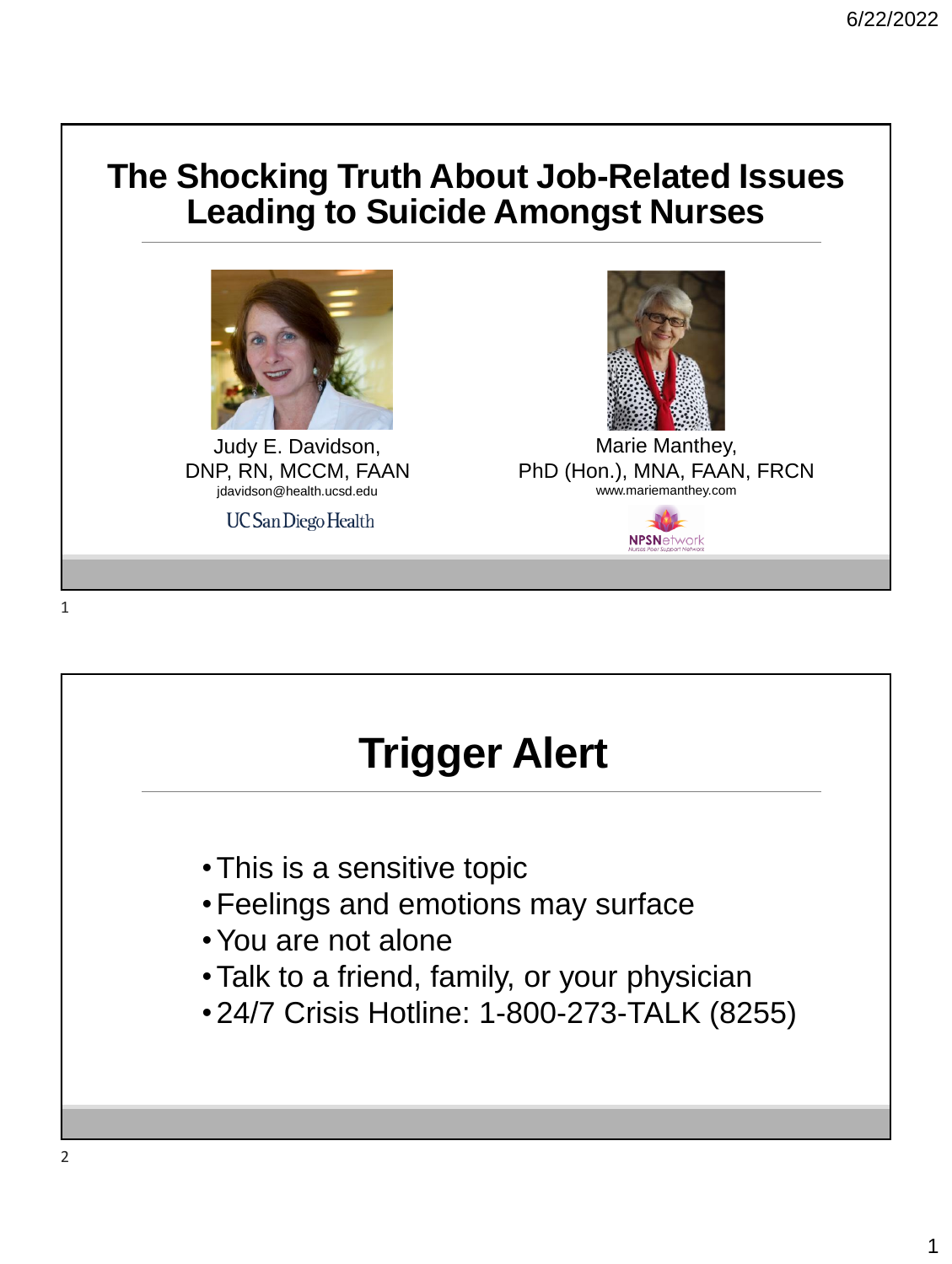# The Shocking Truth About Job-Related Issues Leading to Suicide Amongst Nurses

Judy E. Davidson,
DNP, RN, MCCM, FAAN
jdavidson@health.ucsd.edu
UC San Diego Health

Marie Manthey,
PhD (Hon.), MNA, FAAN, FRCN
www.mariemanthey.com
NPSNetwork
Nurses Peer Support Network

# Trigger Alert

- This is a sensitive topic
- Feelings and emotions may surface
- You are not alone
- Talk to a friend, family, or your physician
- 24/7 Crisis Hotline: 1-800-273-TALK (8255)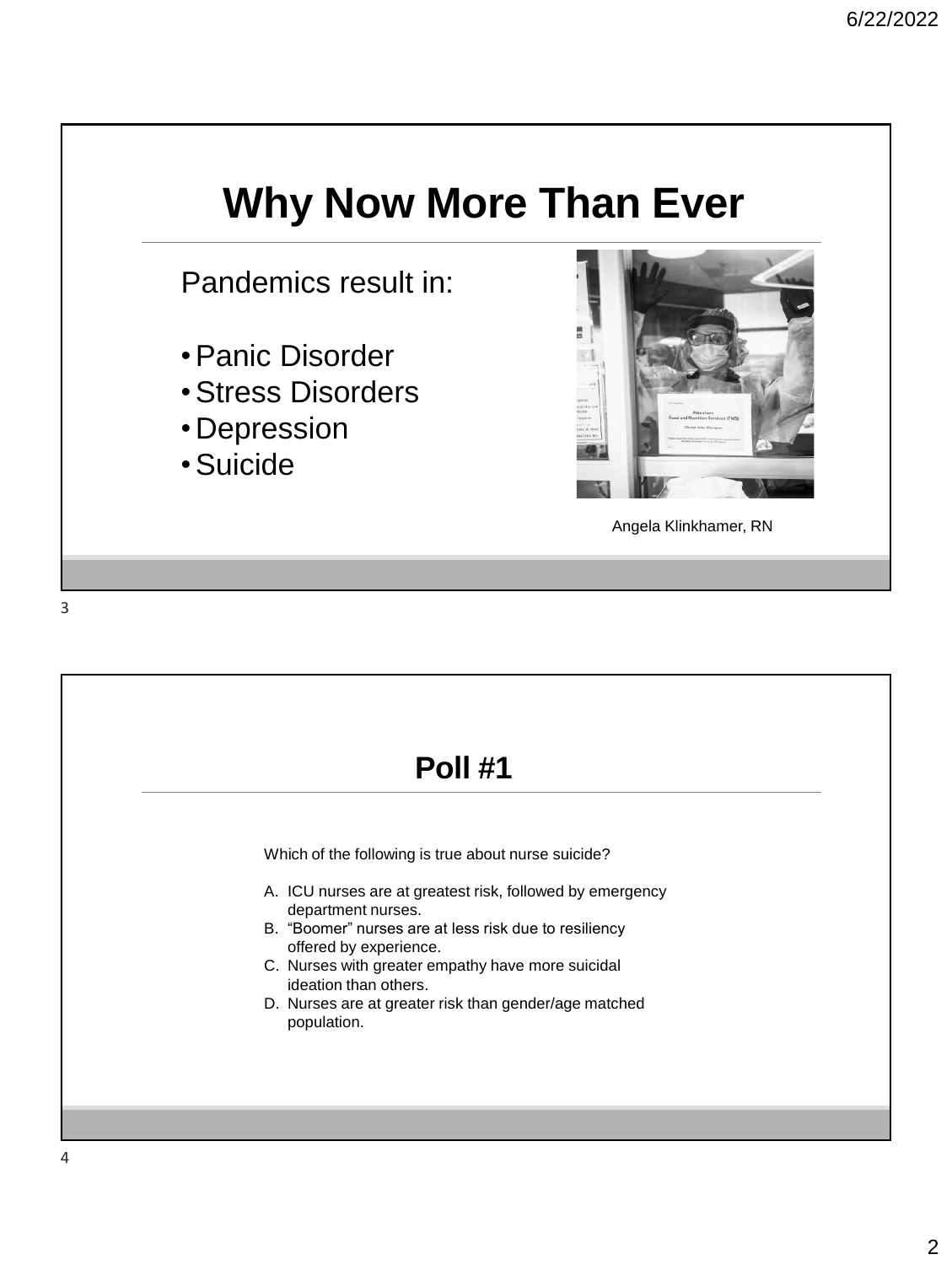# Why Now More Than Ever

Pandemics result in:

- Panic Disorder
- Stress Disorders
- Depression
- Suicide

Angela Klinkhamer, RN

# Poll #1

Which of the following is true about nurse suicide?

A. ICU nurses are at greatest risk, followed by emergency department nurses.
B. "Boomer" nurses are at less risk due to resiliency offered by experience.
C. Nurses with greater empathy have more suicidal ideation than others.
D. Nurses are at greater risk than gender/age matched population.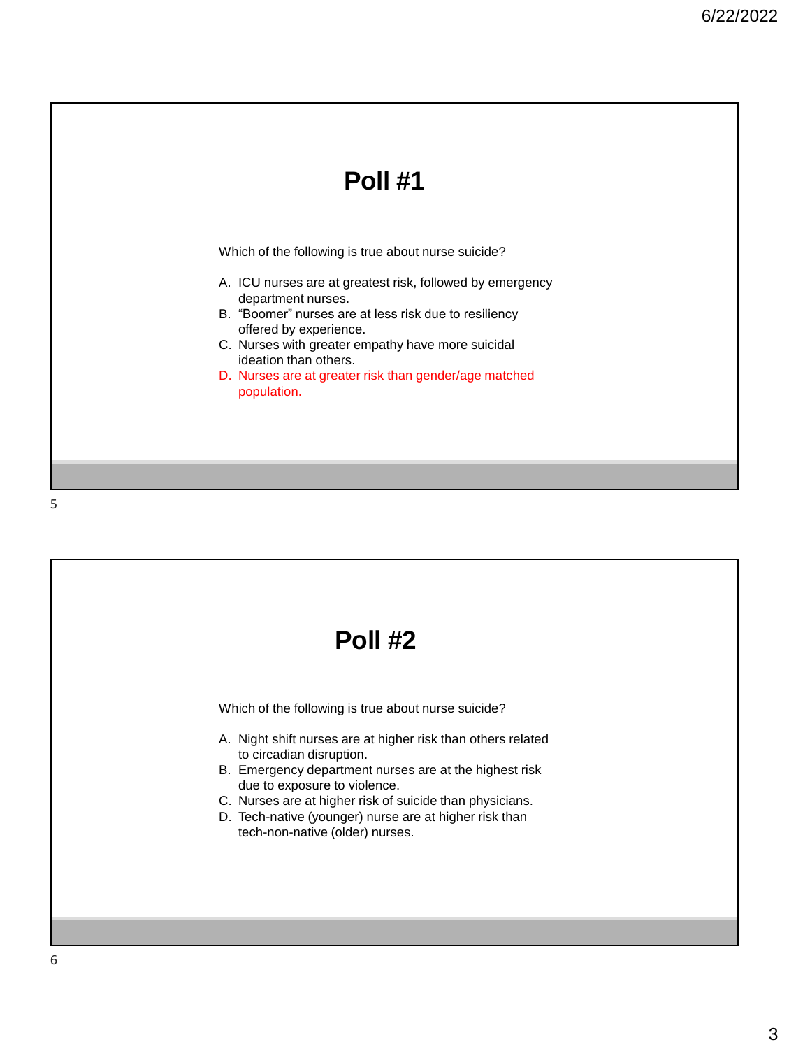## Poll #1

Which of the following is true about nurse suicide?

A. ICU nurses are at greatest risk, followed by emergency department nurses.
B. “Boomer” nurses are at less risk due to resiliency offered by experience.
C. Nurses with greater empathy have more suicidal ideation than others.
D. Nurses are at greater risk than gender/age matched population.

## Poll #2

Which of the following is true about nurse suicide?

A. Night shift nurses are at higher risk than others related to circadian disruption.
B. Emergency department nurses are at the highest risk due to exposure to violence.
C. Nurses are at higher risk of suicide than physicians.
D. Tech-native (younger) nurse are at higher risk than tech-non-native (older) nurses.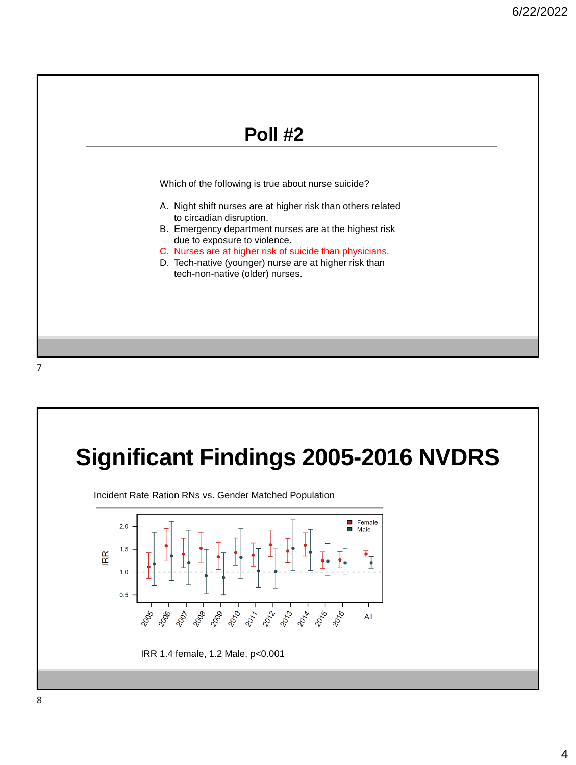## Poll #2

Which of the following is true about nurse suicide?

A. Night shift nurses are at higher risk than others related to circadian disruption.
B. Emergency department nurses are at the highest risk due to exposure to violence.
C. Nurses are at higher risk of suicide than physicians.
D. Tech-native (younger) nurse are at higher risk than tech-non-native (older) nurses.

## Significant Findings 2005-2016 NVDRS

Incident Rate Ration RNs vs. Gender Matched Population

IRR 1.4 female, 1.2 Male, p<0.001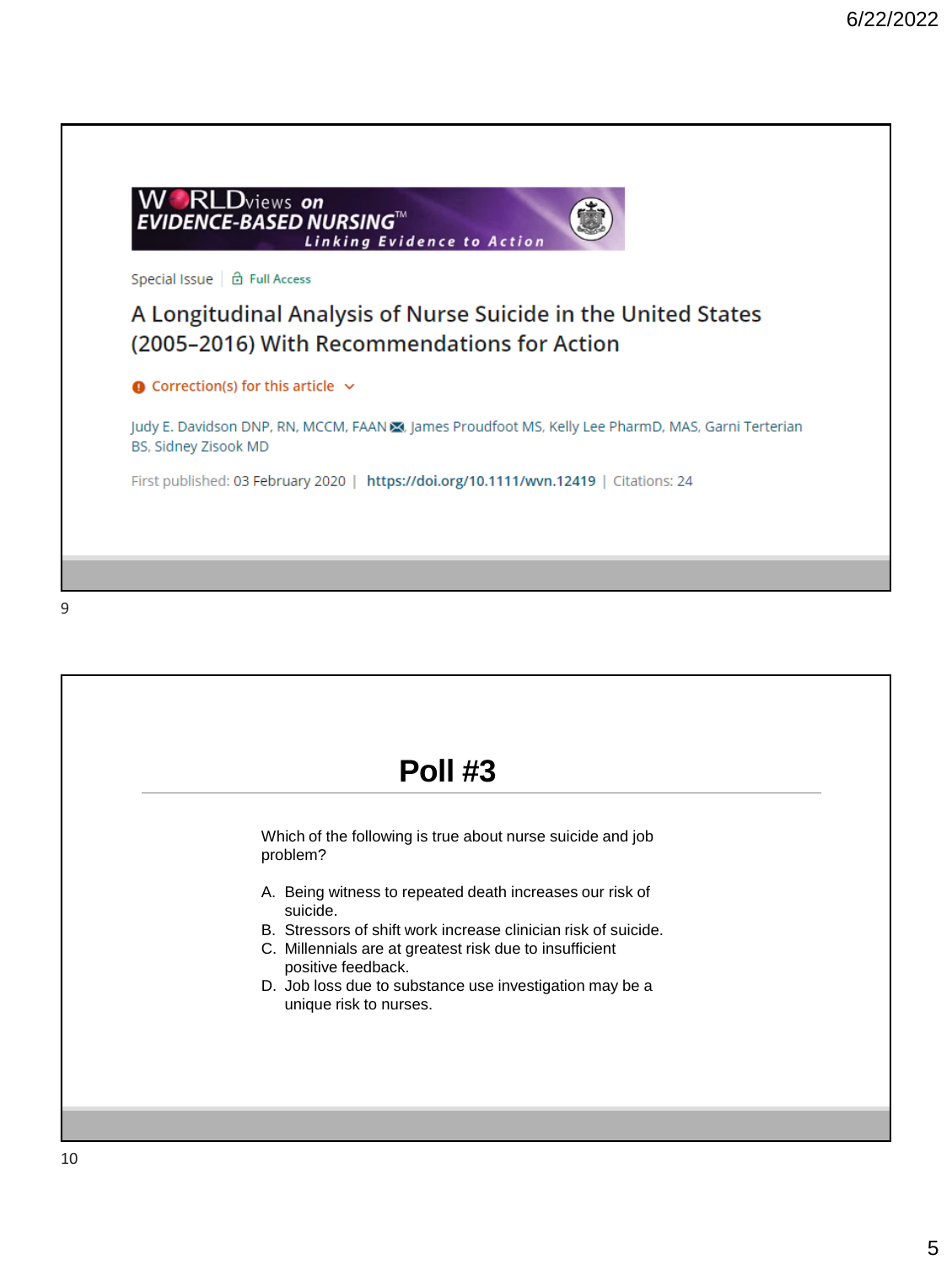WORLDviews on
EVIDENCE-BASED NURSING™
Linking Evidence to Action

Special Issue | Full Access

## A Longitudinal Analysis of Nurse Suicide in the United States (2005–2016) With Recommendations for Action

Correction(s) for this article

Judy E. Davidson DNP, RN, MCCM, FAAN, James Proudfoot MS, Kelly Lee PharmD, MAS, Garni Terterian BS, Sidney Zisook MD

First published: 03 February 2020 | https://doi.org/10.1111/wvn.12419 | Citations: 24

# Poll #3

Which of the following is true about nurse suicide and job problem?

A. Being witness to repeated death increases our risk of suicide.
B. Stressors of shift work increase clinician risk of suicide.
C. Millennials are at greatest risk due to insufficient positive feedback.
D. Job loss due to substance use investigation may be a unique risk to nurses.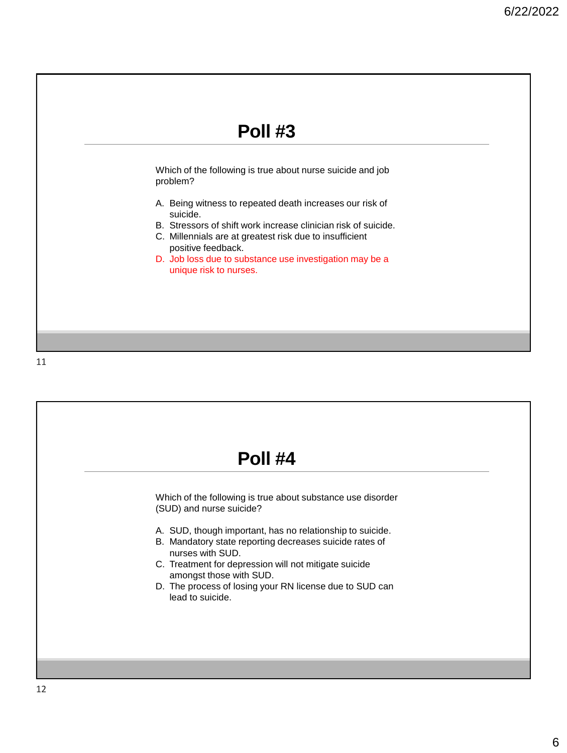# Poll #3

Which of the following is true about nurse suicide and job problem?

A. Being witness to repeated death increases our risk of suicide.
B. Stressors of shift work increase clinician risk of suicide.
C. Millennials are at greatest risk due to insufficient positive feedback.
D. Job loss due to substance use investigation may be a unique risk to nurses.

# Poll #4

Which of the following is true about substance use disorder (SUD) and nurse suicide?

A. SUD, though important, has no relationship to suicide.
B. Mandatory state reporting decreases suicide rates of nurses with SUD.
C. Treatment for depression will not mitigate suicide amongst those with SUD.
D. The process of losing your RN license due to SUD can lead to suicide.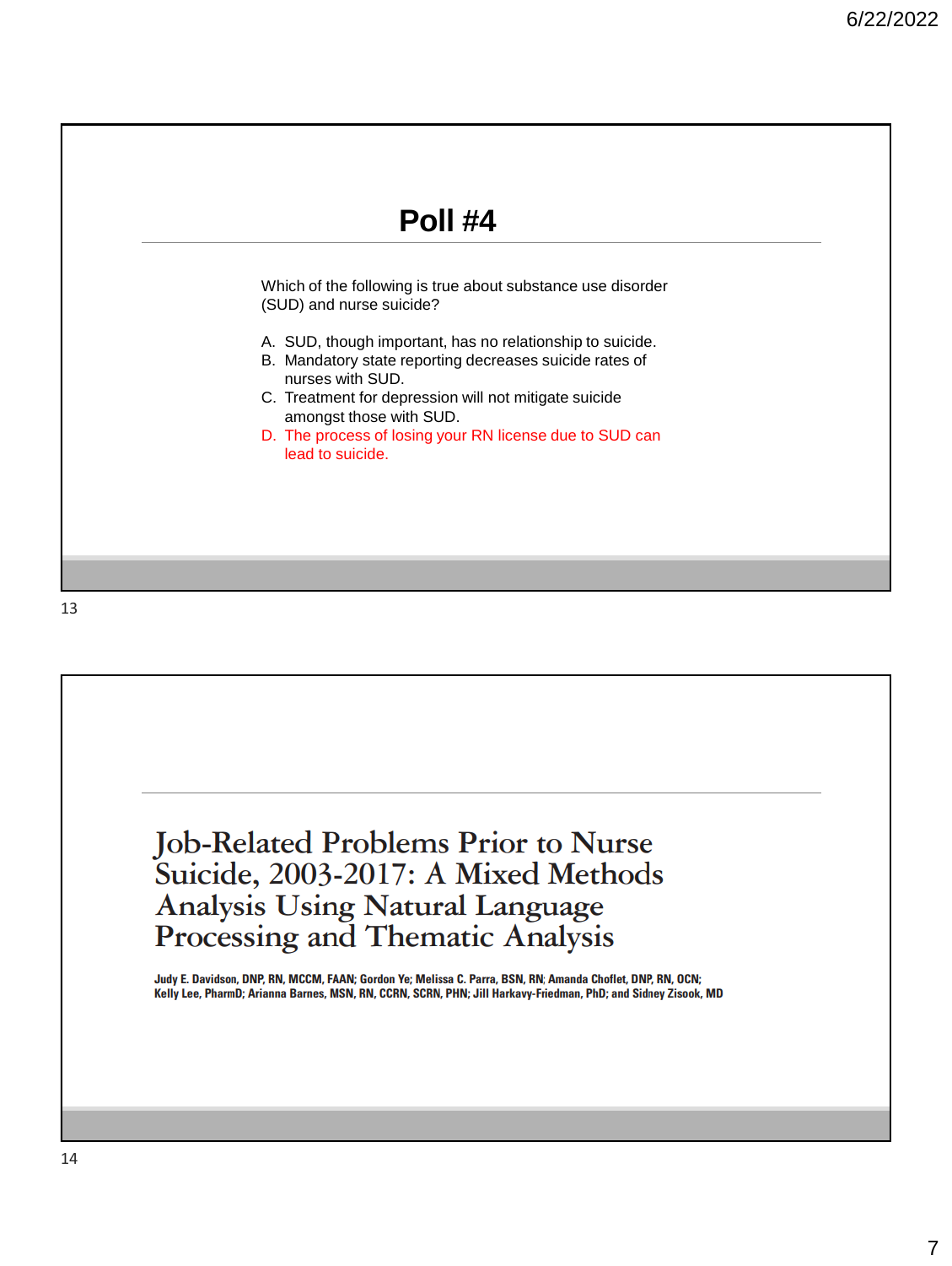## Poll #4

Which of the following is true about substance use disorder (SUD) and nurse suicide?

A. SUD, though important, has no relationship to suicide.
B. Mandatory state reporting decreases suicide rates of nurses with SUD.
C. Treatment for depression will not mitigate suicide amongst those with SUD.
D. The process of losing your RN license due to SUD can lead to suicide.

---

# Job-Related Problems Prior to Nurse Suicide, 2003-2017: A Mixed Methods Analysis Using Natural Language Processing and Thematic Analysis

**Judy E. Davidson, DNP, RN, MCCM, FAAN; Gordon Ye; Melissa C. Parra, BSN, RN; Amanda Choflet, DNP, RN, OCN; Kelly Lee, PharmD; Arianna Barnes, MSN, RN, CCRN, SCRN, PHN; Jill Harkavy-Friedman, PhD; and Sidney Zisook, MD**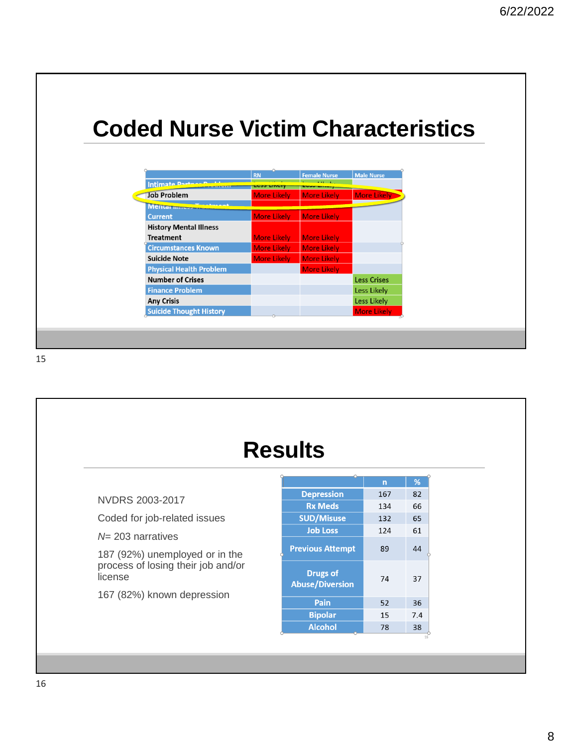# Coded Nurse Victim Characteristics

| | RN | Female Nurse | Male Nurse |
|---|---|---|---|
| Intimate Partner Problem | Less Likely | Less Likely | |
| Job Problem | More Likely | More Likely | More Likely |
| Mental Illness Treatment Current | More Likely | More Likely | |
| History Mental Illness Treatment | More Likely | More Likely | |
| Circumstances Known | More Likely | More Likely | |
| Suicide Note | More Likely | More Likely | |
| Physical Health Problem | | More Likely | |
| Number of Crises | | | Less Crises |
| Finance Problem | | | Less Likely |
| Any Crisis | | | Less Likely |
| Suicide Thought History | | | More Likely |

# Results

NVDRS 2003-2017

Coded for job-related issues

*N*= 203 narratives

187 (92%) unemployed or in the process of losing their job and/or license

167 (82%) known depression

| | n | % |
|---|---|---|
| Depression | 167 | 82 |
| Rx Meds | 134 | 66 |
| SUD/Misuse | 132 | 65 |
| Job Loss | 124 | 61 |
| Previous Attempt | 89 | 44 |
| Drugs of Abuse/Diversion | 74 | 37 |
| Pain | 52 | 36 |
| Bipolar | 15 | 7.4 |
| Alcohol | 78 | 38 |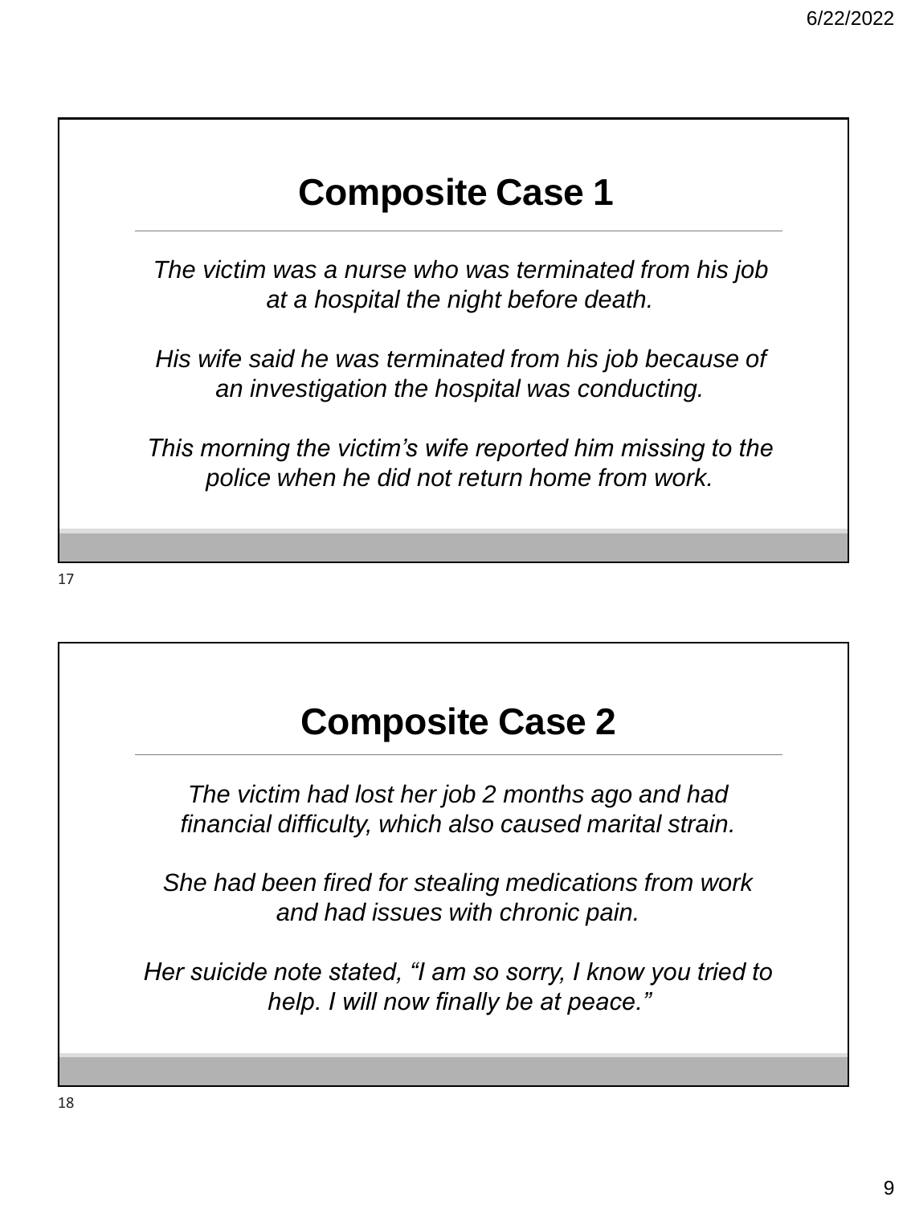## Composite Case 1

*The victim was a nurse who was terminated from his job at a hospital the night before death.*

*His wife said he was terminated from his job because of an investigation the hospital was conducting.*

*This morning the victim's wife reported him missing to the police when he did not return home from work.*

## Composite Case 2

*The victim had lost her job 2 months ago and had financial difficulty, which also caused marital strain.*

*She had been fired for stealing medications from work and had issues with chronic pain.*

*Her suicide note stated, "I am so sorry, I know you tried to help. I will now finally be at peace."*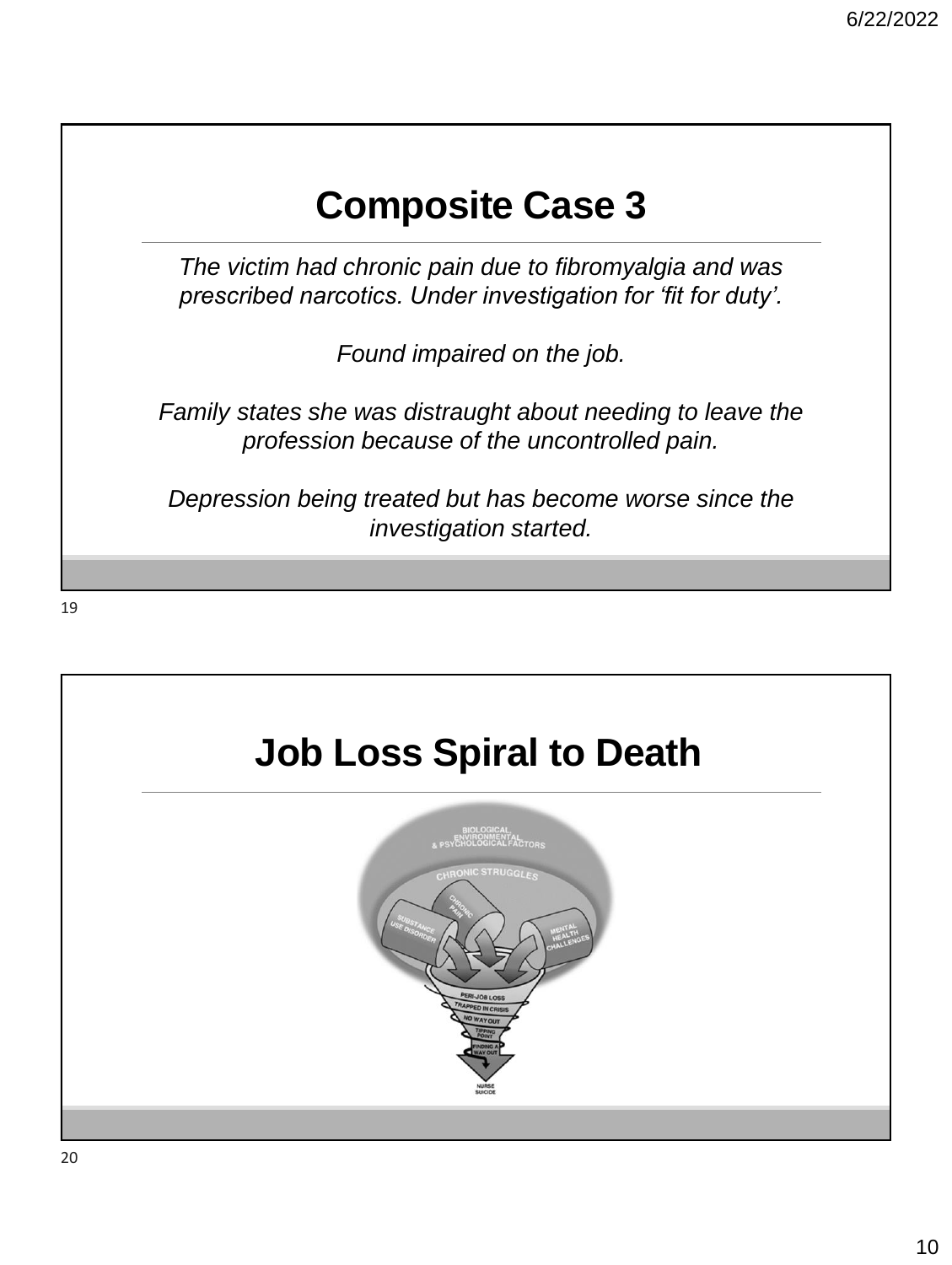## Composite Case 3

*The victim had chronic pain due to fibromyalgia and was prescribed narcotics. Under investigation for 'fit for duty'.*

*Found impaired on the job.*

*Family states she was distraught about needing to leave the profession because of the uncontrolled pain.*

*Depression being treated but has become worse since the investigation started.*

## Job Loss Spiral to Death

BIOLOGICAL, ENVIRONMENTAL & PSYCHOLOGICAL FACTORS

CHRONIC STRUGGLES

SUBSTANCE USE DISORDER

CHRONIC PAIN

MENTAL HEALTH CHALLENGES

PERI-JOB LOSS

TRAPPED IN CRISIS

NO WAY OUT

TIPPING POINT

FINDING A WAY OUT

NURSE SUICIDE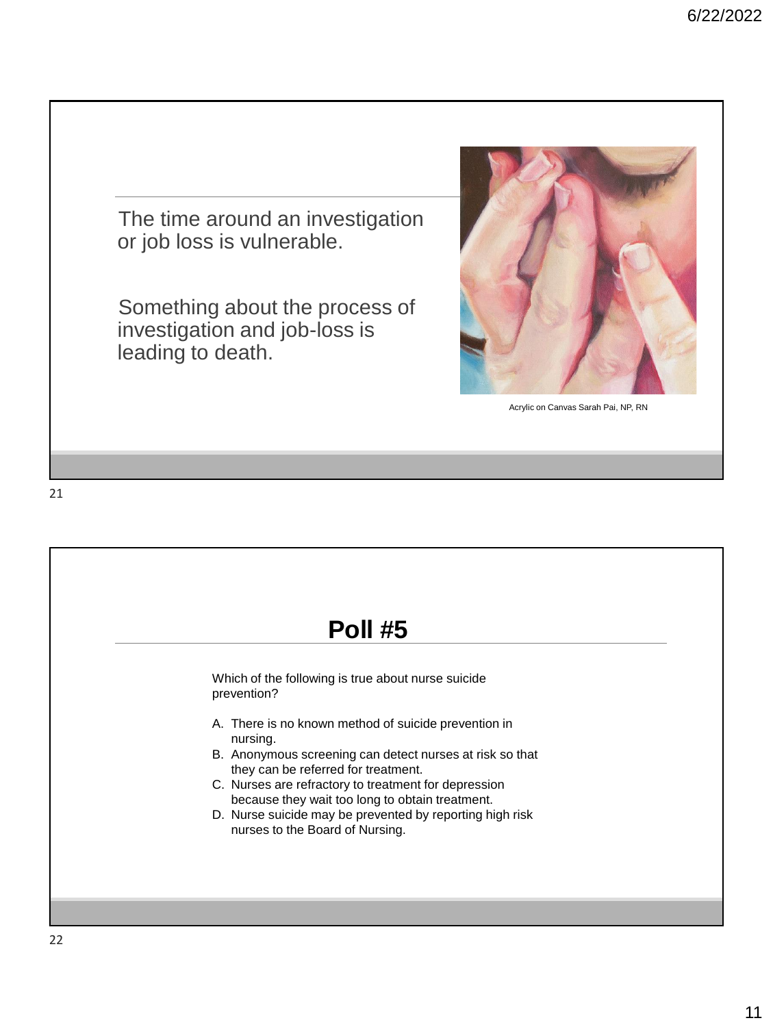The time around an investigation or job loss is vulnerable.

Something about the process of investigation and job-loss is leading to death.

Acrylic on Canvas Sarah Pai, NP, RN

## Poll #5

Which of the following is true about nurse suicide prevention?

A. There is no known method of suicide prevention in nursing.
B. Anonymous screening can detect nurses at risk so that they can be referred for treatment.
C. Nurses are refractory to treatment for depression because they wait too long to obtain treatment.
D. Nurse suicide may be prevented by reporting high risk nurses to the Board of Nursing.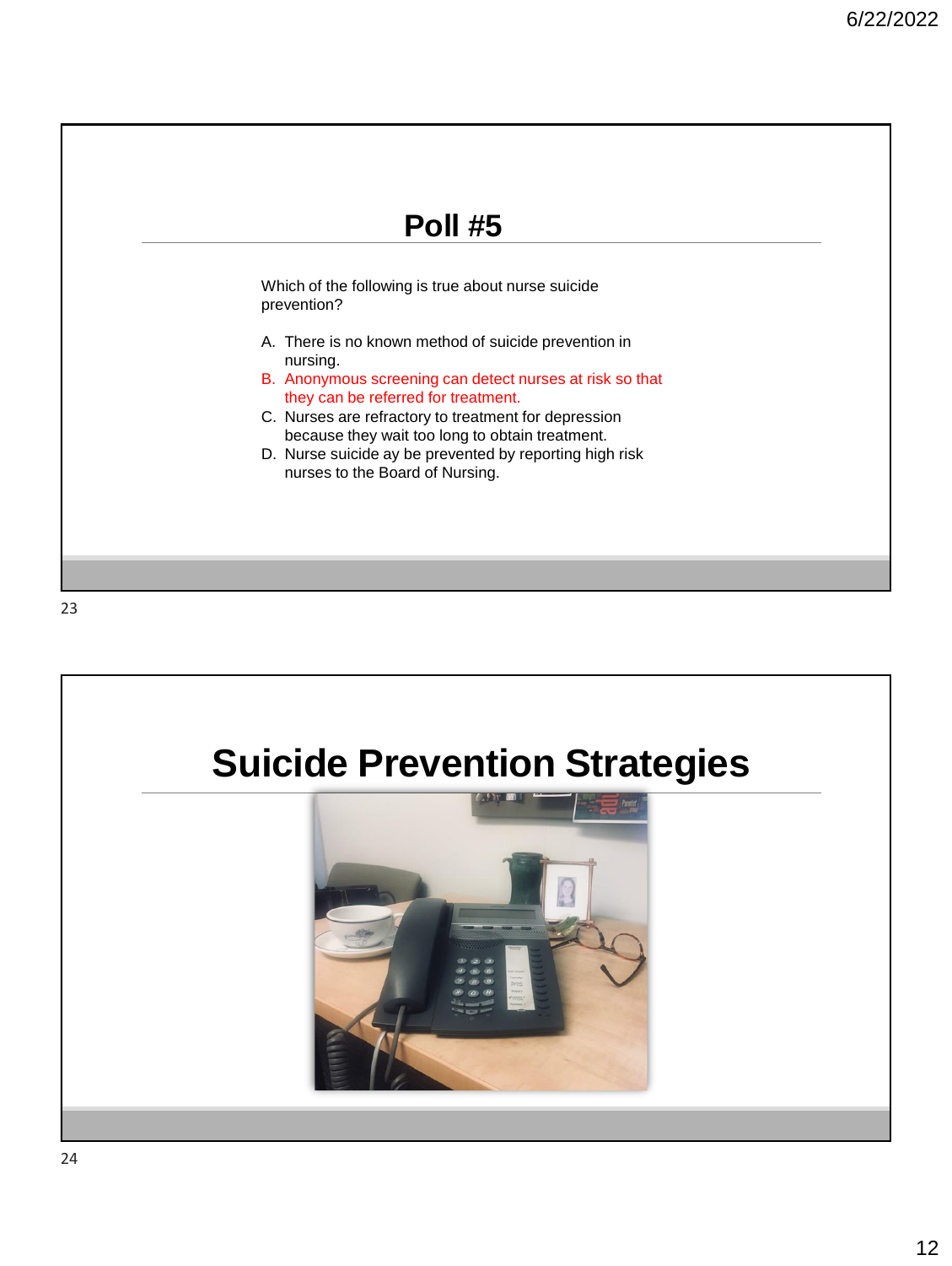## Poll #5

Which of the following is true about nurse suicide prevention?

A. There is no known method of suicide prevention in nursing.
B. Anonymous screening can detect nurses at risk so that they can be referred for treatment.
C. Nurses are refractory to treatment for depression because they wait too long to obtain treatment.
D. Nurse suicide ay be prevented by reporting high risk nurses to the Board of Nursing.

## Suicide Prevention Strategies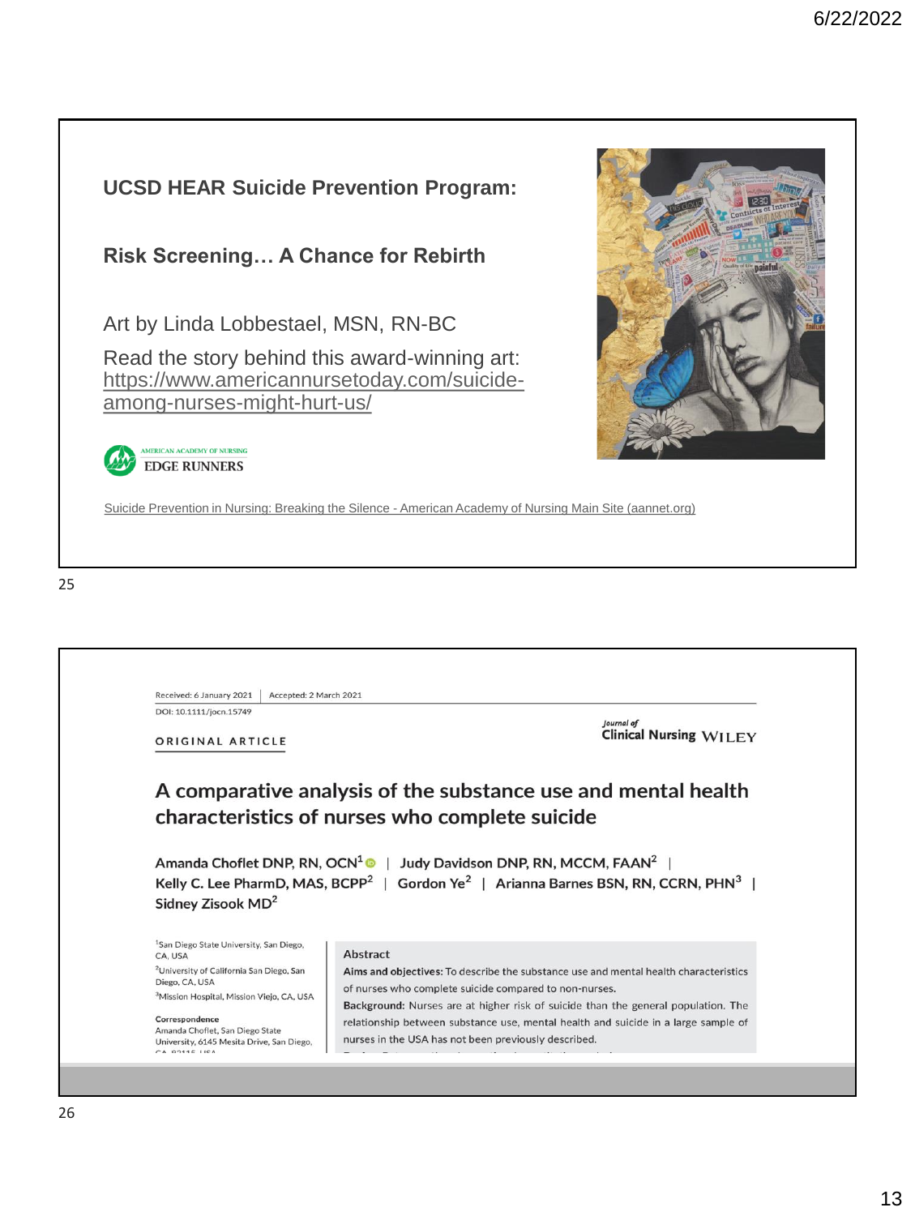**UCSD HEAR Suicide Prevention Program:**

**Risk Screening… A Chance for Rebirth**

Art by Linda Lobbestael, MSN, RN-BC

Read the story behind this award-winning art: https://www.americannursetoday.com/suicide-among-nurses-might-hurt-us/

AMERICAN ACADEMY OF NURSING EDGE RUNNERS

Suicide Prevention in Nursing: Breaking the Silence - American Academy of Nursing Main Site (aannet.org)

---

Received: 6 January 2021 | Accepted: 2 March 2021

DOI: 10.1111/jocn.15749

ORIGINAL ARTICLE

Journal of Clinical Nursing WILEY

## A comparative analysis of the substance use and mental health characteristics of nurses who complete suicide

Amanda Choflet DNP, RN, OCN[1] | Judy Davidson DNP, RN, MCCM, FAAN[2] | Kelly C. Lee PharmD, MAS, BCPP[2] | Gordon Ye[2] | Arianna Barnes BSN, RN, CCRN, PHN[3] | Sidney Zisook MD[2]

[1]San Diego State University, San Diego, CA, USA
[2]University of California San Diego, San Diego, CA, USA
[3]Mission Hospital, Mission Viejo, CA, USA

**Correspondence**
Amanda Choflet, San Diego State University, 6145 Mesita Drive, San Diego,

**Abstract**

**Aims and objectives:** To describe the substance use and mental health characteristics of nurses who complete suicide compared to non-nurses.

**Background:** Nurses are at higher risk of suicide than the general population. The relationship between substance use, mental health and suicide in a large sample of nurses in the USA has not been previously described.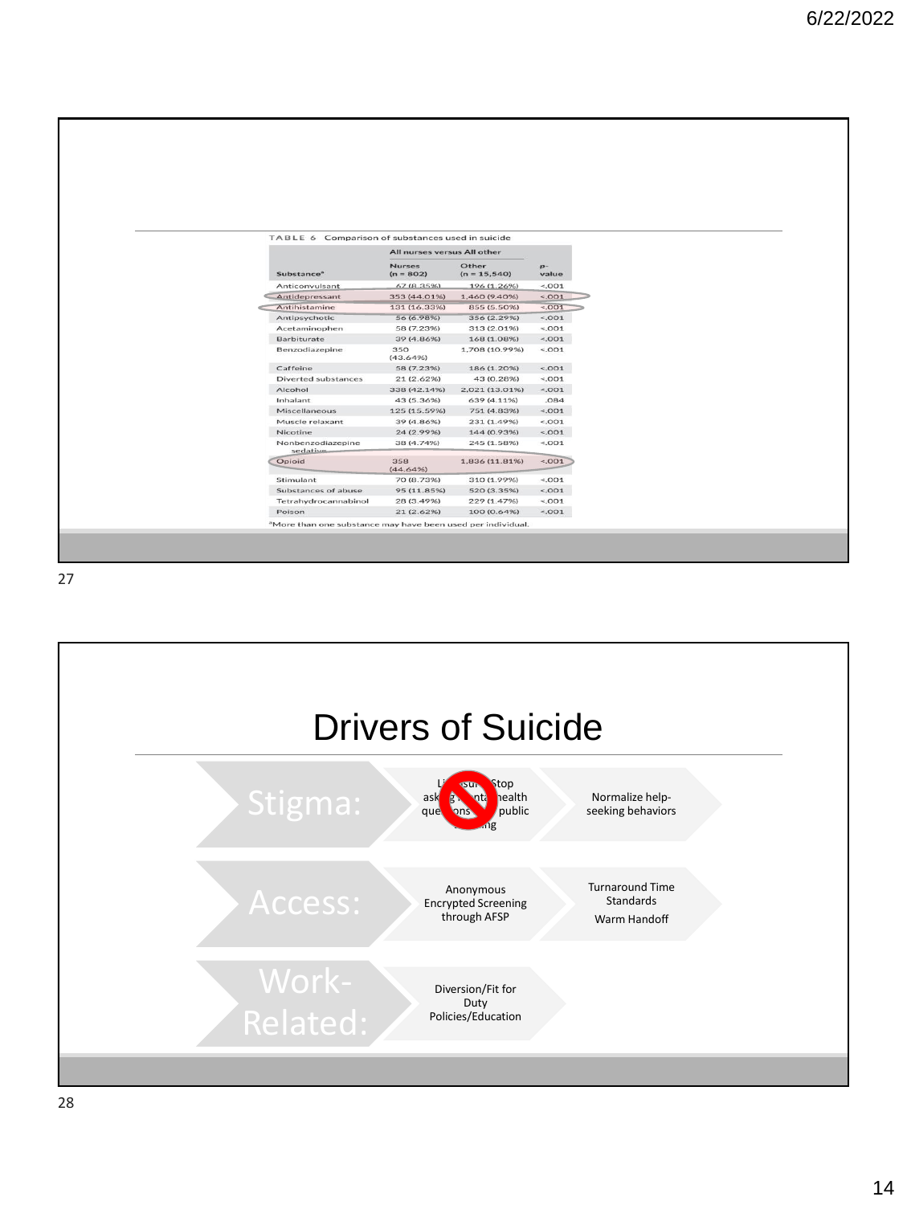TABLE 6 Comparison of substances used in suicide

| Substance[a] | All nurses versus All other | | |
|---|---|---|---|
| | Nurses (n = 802) | Other (n = 15,540) | p-value |
| Anticonvulsant | 67 (8.35%) | 196 (1.26%) | <.001 |
| Antidepressant | 353 (44.01%) | 1,460 (9.40%) | <.001 |
| Antihistamine | 131 (16.33%) | 855 (5.50%) | <.001 |
| Antipsychotic | 56 (6.98%) | 356 (2.29%) | <.001 |
| Acetaminophen | 58 (7.23%) | 313 (2.01%) | <.001 |
| Barbiturate | 39 (4.86%) | 168 (1.08%) | <.001 |
| Benzodiazepine | 350 (43.64%) | 1,708 (10.99%) | <.001 |
| Caffeine | 58 (7.23%) | 186 (1.20%) | <.001 |
| Diverted substances | 21 (2.62%) | 43 (0.28%) | <.001 |
| Alcohol | 338 (42.14%) | 2,021 (13.01%) | <.001 |
| Inhalant | 43 (5.36%) | 639 (4.11%) | .084 |
| Miscellaneous | 125 (15.59%) | 751 (4.83%) | <.001 |
| Muscle relaxant | 39 (4.86%) | 231 (1.49%) | <.001 |
| Nicotine | 24 (2.99%) | 144 (0.93%) | <.001 |
| Nonbenzodiazepine sedative | 38 (4.74%) | 245 (1.58%) | <.001 |
| Opioid | 358 (44.64%) | 1,836 (11.81%) | <.001 |
| Stimulant | 70 (8.73%) | 310 (1.99%) | <.001 |
| Substances of abuse | 95 (11.85%) | 520 (3.35%) | <.001 |
| Tetrahydrocannabinol | 28 (3.49%) | 229 (1.47%) | <.001 |
| Poison | 21 (2.62%) | 100 (0.64%) | <.001 |

[a]More than one substance may have been used per individual.

# Drivers of Suicide

- **Stigma:**
  - Licensure: Stop asking mental health questions / public shaming
  - Normalize help-seeking behaviors
- **Access:**
  - Anonymous Encrypted Screening through AFSP
  - Turnaround Time Standards; Warm Handoff
- **Work-Related:**
  - Diversion/Fit for Duty Policies/Education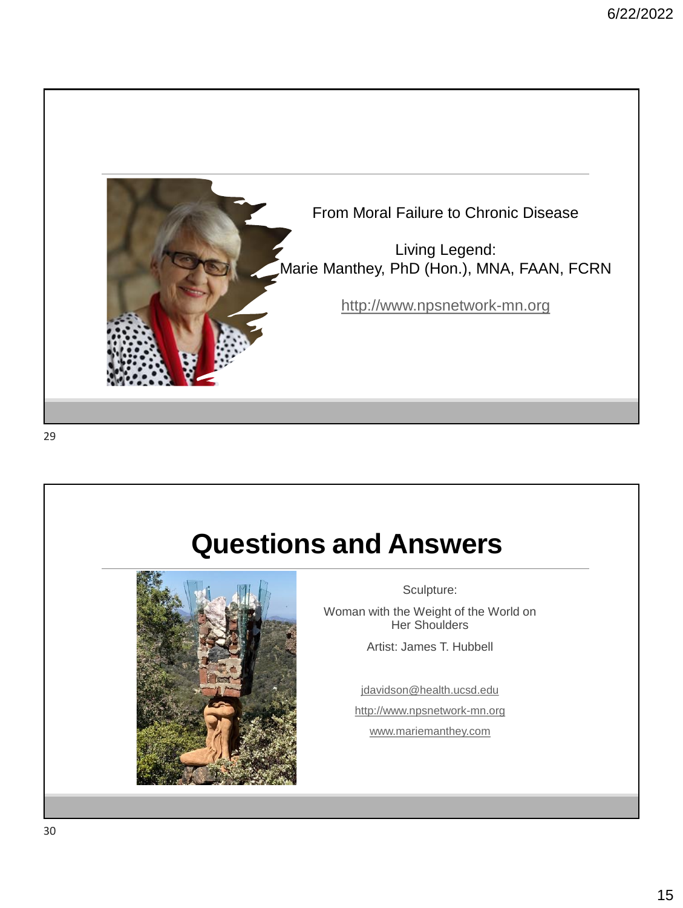From Moral Failure to Chronic Disease

Living Legend:
Marie Manthey, PhD (Hon.), MNA, FAAN, FCRN

http://www.npsnetwork-mn.org

## Questions and Answers

Sculpture:

Woman with the Weight of the World on Her Shoulders

Artist: James T. Hubbell

jdavidson@health.ucsd.edu

http://www.npsnetwork-mn.org

www.mariemanthey.com